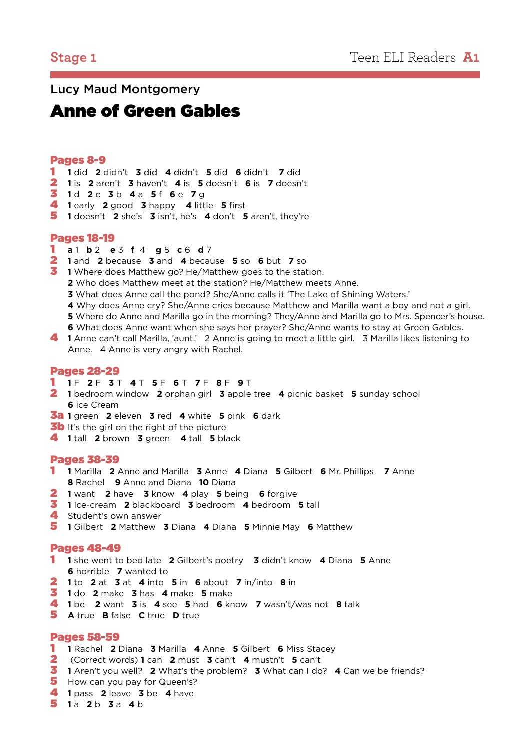Stage 1 — Teen ELI Readers A1

## Lucy Maud Montgomery

# Anne of Green Gables

### Pages 8-9

**1** **1** did **2** didn't **3** did **4** didn't **5** did **6** didn't **7** did
**2** **1** is **2** aren't **3** haven't **4** is **5** doesn't **6** is **7** doesn't
**3** **1** d **2** c **3** b **4** a **5** f **6** e **7** g
**4** **1** early **2** good **3** happy **4** little **5** first
**5** **1** doesn't **2** she's **3** isn't, he's **4** don't **5** aren't, they're

### Pages 18-19

**1** **a** 1 **b** 2 **e** 3 **f** 4 **g** 5 **c** 6 **d** 7
**2** **1** and **2** because **3** and **4** because **5** so **6** but **7** so
**3** **1** Where does Matthew go? He/Matthew goes to the station.
**2** Who does Matthew meet at the station? He/Matthew meets Anne.
**3** What does Anne call the pond? She/Anne calls it 'The Lake of Shining Waters.'
**4** Why does Anne cry? She/Anne cries because Matthew and Marilla want a boy and not a girl.
**5** Where do Anne and Marilla go in the morning? They/Anne and Marilla go to Mrs. Spencer's house.
**6** What does Anne want when she says her prayer? She/Anne wants to stay at Green Gables.
**4** **1** Anne can't call Marilla, 'aunt.' **2** Anne is going to meet a little girl. **3** Marilla likes listening to Anne. **4** Anne is very angry with Rachel.

### Pages 28-29

**1** **1** F **2** F **3** T **4** T **5** F **6** T **7** F **8** F **9** T
**2** **1** bedroom window **2** orphan girl **3** apple tree **4** picnic basket **5** sunday school **6** ice Cream
**3a** **1** green **2** eleven **3** red **4** white **5** pink **6** dark
**3b** It's the girl on the right of the picture
**4** **1** tall **2** brown **3** green **4** tall **5** black

### Pages 38-39

**1** **1** Marilla **2** Anne and Marilla **3** Anne **4** Diana **5** Gilbert **6** Mr. Phillips **7** Anne **8** Rachel **9** Anne and Diana **10** Diana
**2** **1** want **2** have **3** know **4** play **5** being **6** forgive
**3** **1** Ice-cream **2** blackboard **3** bedroom **4** bedroom **5** tall
**4** Student's own answer
**5** **1** Gilbert **2** Matthew **3** Diana **4** Diana **5** Minnie May **6** Matthew

### Pages 48-49

**1** **1** she went to bed late **2** Gilbert's poetry **3** didn't know **4** Diana **5** Anne **6** horrible **7** wanted to
**2** **1** to **2** at **3** at **4** into **5** in **6** about **7** in/into **8** in
**3** **1** do **2** make **3** has **4** make **5** make
**4** **1** be **2** want **3** is **4** see **5** had **6** know **7** wasn't/was not **8** talk
**5** **A** true **B** false **C** true **D** true

### Pages 58-59

**1** **1** Rachel **2** Diana **3** Marilla **4** Anne **5** Gilbert **6** Miss Stacey
**2** (Correct words) **1** can **2** must **3** can't **4** mustn't **5** can't
**3** **1** Aren't you well? **2** What's the problem? **3** What can I do? **4** Can we be friends?
**5** How can you pay for Queen's?
**4** **1** pass **2** leave **3** be **4** have
**5** **1** a **2** b **3** a **4** b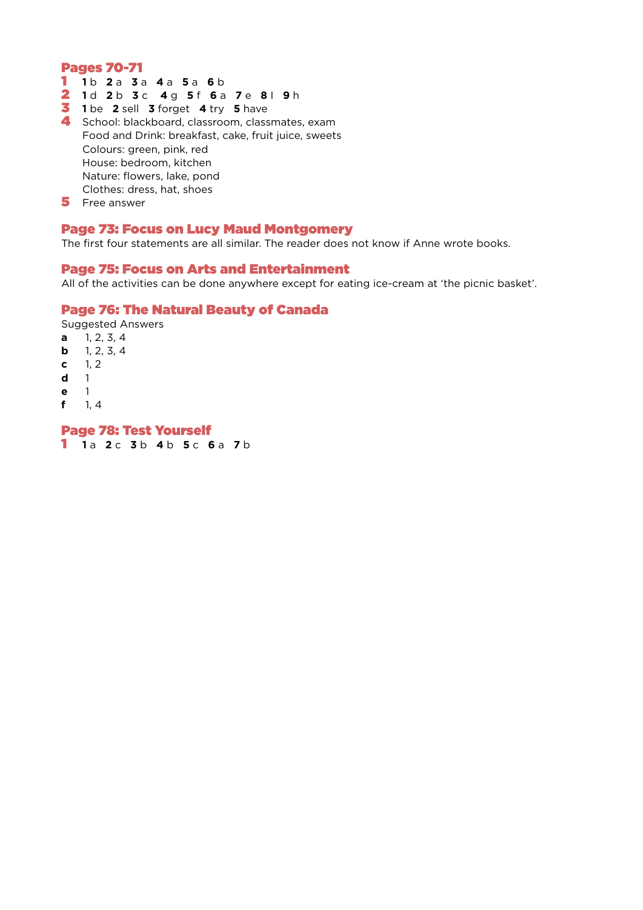## Pages 70-71

1. **1** b **2** a **3** a **4** a **5** a **6** b
2. **1** d **2** b **3** c **4** g **5** f **6** a **7** e **8** l **9** h
3. **1** be **2** sell **3** forget **4** try **5** have
4. School: blackboard, classroom, classmates, exam
   Food and Drink: breakfast, cake, fruit juice, sweets
   Colours: green, pink, red
   House: bedroom, kitchen
   Nature: flowers, lake, pond
   Clothes: dress, hat, shoes
5. Free answer

## Page 73: Focus on Lucy Maud Montgomery

The first four statements are all similar. The reader does not know if Anne wrote books.

## Page 75: Focus on Arts and Entertainment

All of the activities can be done anywhere except for eating ice-cream at 'the picnic basket'.

## Page 76: The Natural Beauty of Canada

Suggested Answers

**a** 1, 2, 3, 4
**b** 1, 2, 3, 4
**c** 1, 2
**d** 1
**e** 1
**f** 1, 4

## Page 78: Test Yourself

1. **1** a **2** c **3** b **4** b **5** c **6** a **7** b